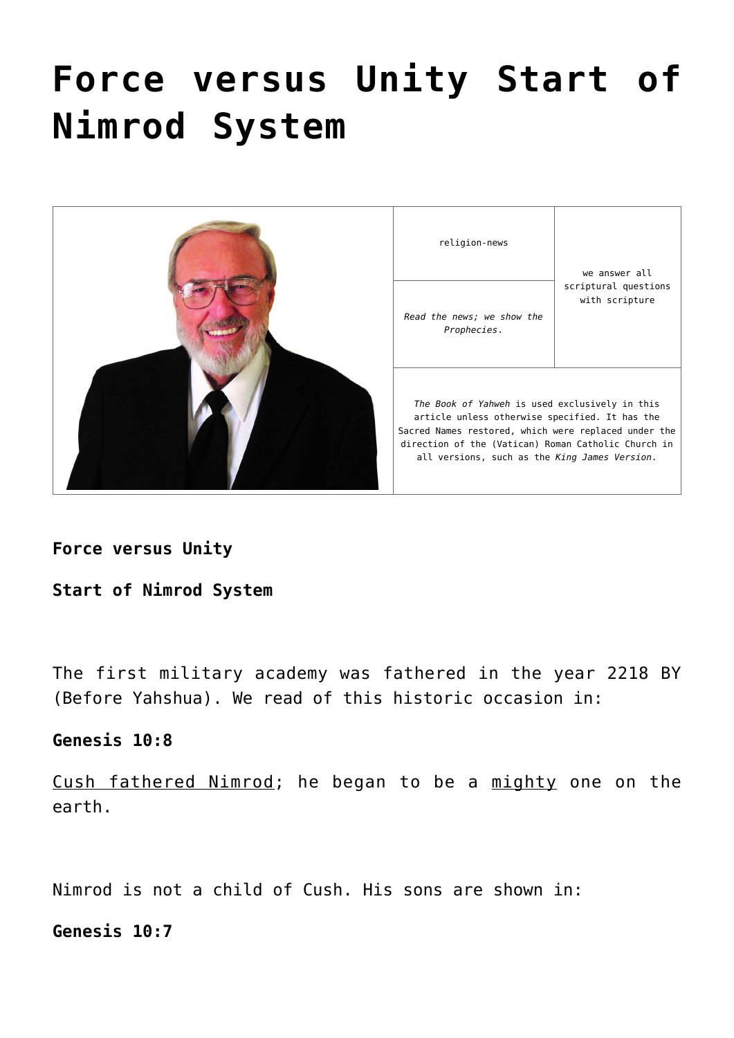# Force versus Unity Start of Nimrod System

| | religion-news | we answer all scriptural questions with scripture |
|---|---|---|
| | *Read the news; we show the Prophecies.* | |
| | *The Book of Yahweh* is used exclusively in this article unless otherwise specified. It has the Sacred Names restored, which were replaced under the direction of the (Vatican) Roman Catholic Church in all versions, such as the *King James Version*. | |

**Force versus Unity**

**Start of Nimrod System**

The first military academy was fathered in the year 2218 BY (Before Yahshua). We read of this historic occasion in:

**Genesis 10:8**

Cush fathered Nimrod; he began to be a mighty one on the earth.

Nimrod is not a child of Cush. His sons are shown in:

**Genesis 10:7**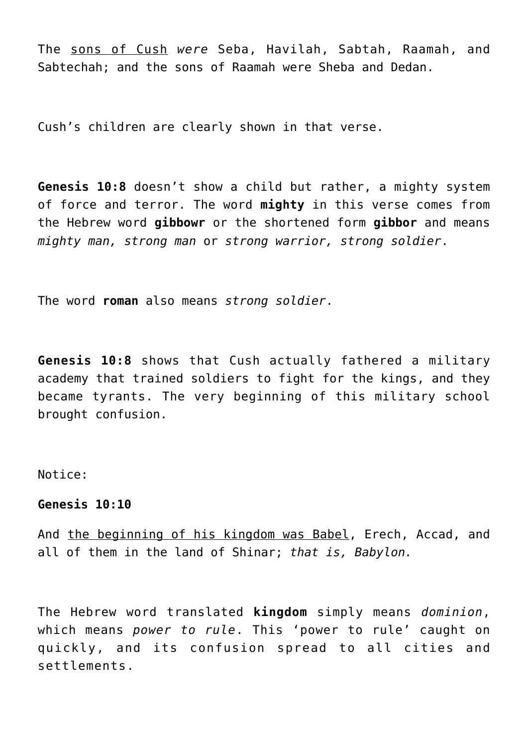The <u>sons of Cush</u> *were* Seba, Havilah, Sabtah, Raamah, and Sabtechah; and the sons of Raamah were Sheba and Dedan.

Cush's children are clearly shown in that verse.

**Genesis 10:8** doesn't show a child but rather, a mighty system of force and terror. The word **mighty** in this verse comes from the Hebrew word **gibbowr** or the shortened form **gibbor** and means *mighty man, strong man* or *strong warrior, strong soldier*.

The word **roman** also means *strong soldier*.

**Genesis 10:8** shows that Cush actually fathered a military academy that trained soldiers to fight for the kings, and they became tyrants. The very beginning of this military school brought confusion.

Notice:

**Genesis 10:10**

And <u>the beginning of his kingdom was Babel</u>, Erech, Accad, and all of them in the land of Shinar; *that is, Babylon.*

The Hebrew word translated **kingdom** simply means *dominion*, which means *power to rule*. This 'power to rule' caught on quickly, and its confusion spread to all cities and settlements.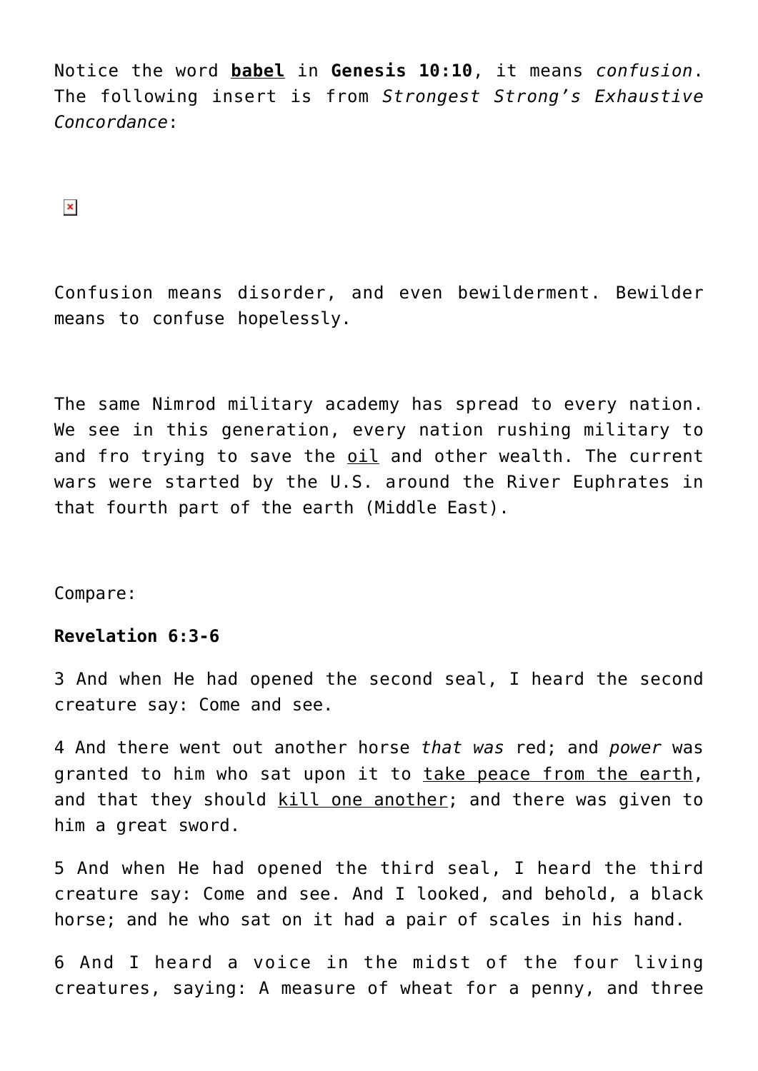Notice the word **<u>babel</u>** in **Genesis 10:10**, it means *confusion*. The following insert is from *Strongest Strong's Exhaustive Concordance*:

Confusion means disorder, and even bewilderment. Bewilder means to confuse hopelessly.

The same Nimrod military academy has spread to every nation. We see in this generation, every nation rushing military to and fro trying to save the <u>oil</u> and other wealth. The current wars were started by the U.S. around the River Euphrates in that fourth part of the earth (Middle East).

Compare:

**Revelation 6:3-6**

3 And when He had opened the second seal, I heard the second creature say: Come and see.

4 And there went out another horse *that was* red; and *power* was granted to him who sat upon it to <u>take peace from the earth</u>, and that they should <u>kill one another</u>; and there was given to him a great sword.

5 And when He had opened the third seal, I heard the third creature say: Come and see. And I looked, and behold, a black horse; and he who sat on it had a pair of scales in his hand.

6 And I heard a voice in the midst of the four living creatures, saying: A measure of wheat for a penny, and three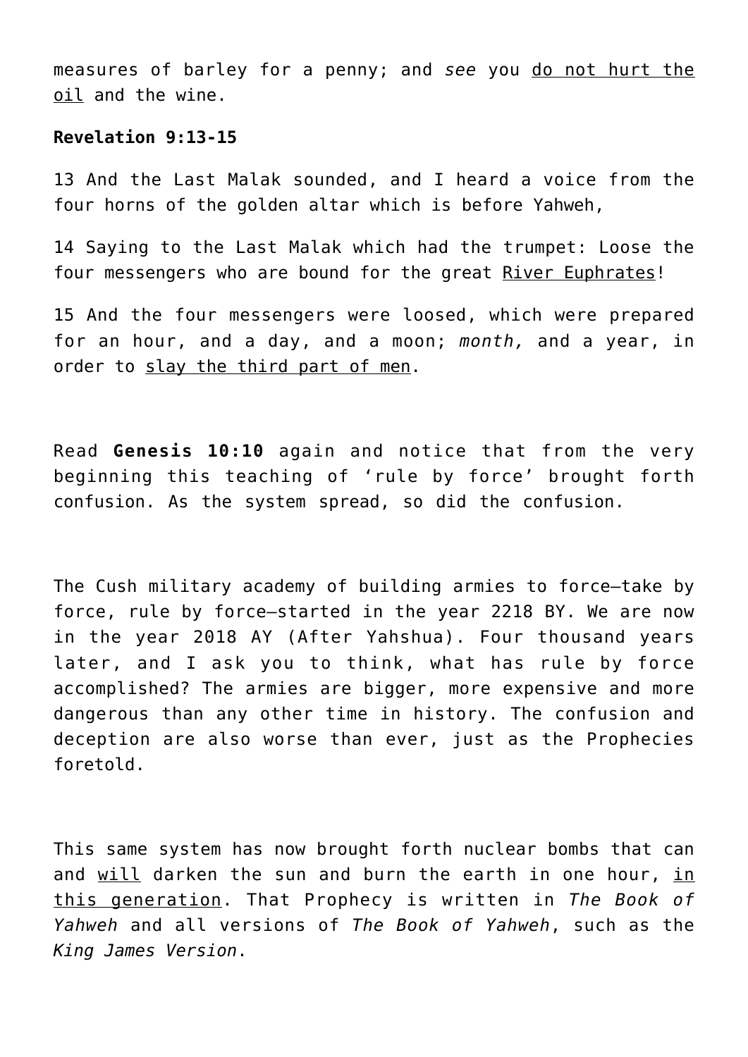measures of barley for a penny; and *see* you <u>do not hurt the oil</u> and the wine.

**Revelation 9:13-15**

13 And the Last Malak sounded, and I heard a voice from the four horns of the golden altar which is before Yahweh,

14 Saying to the Last Malak which had the trumpet: Loose the four messengers who are bound for the great <u>River Euphrates</u>!

15 And the four messengers were loosed, which were prepared for an hour, and a day, and a moon; *month,* and a year, in order to <u>slay the third part of men</u>.

Read **Genesis 10:10** again and notice that from the very beginning this teaching of 'rule by force' brought forth confusion. As the system spread, so did the confusion.

The Cush military academy of building armies to force—take by force, rule by force—started in the year 2218 BY. We are now in the year 2018 AY (After Yahshua). Four thousand years later, and I ask you to think, what has rule by force accomplished? The armies are bigger, more expensive and more dangerous than any other time in history. The confusion and deception are also worse than ever, just as the Prophecies foretold.

This same system has now brought forth nuclear bombs that can and <u>will</u> darken the sun and burn the earth in one hour, <u>in this generation</u>. That Prophecy is written in *The Book of Yahweh* and all versions of *The Book of Yahweh*, such as the *King James Version*.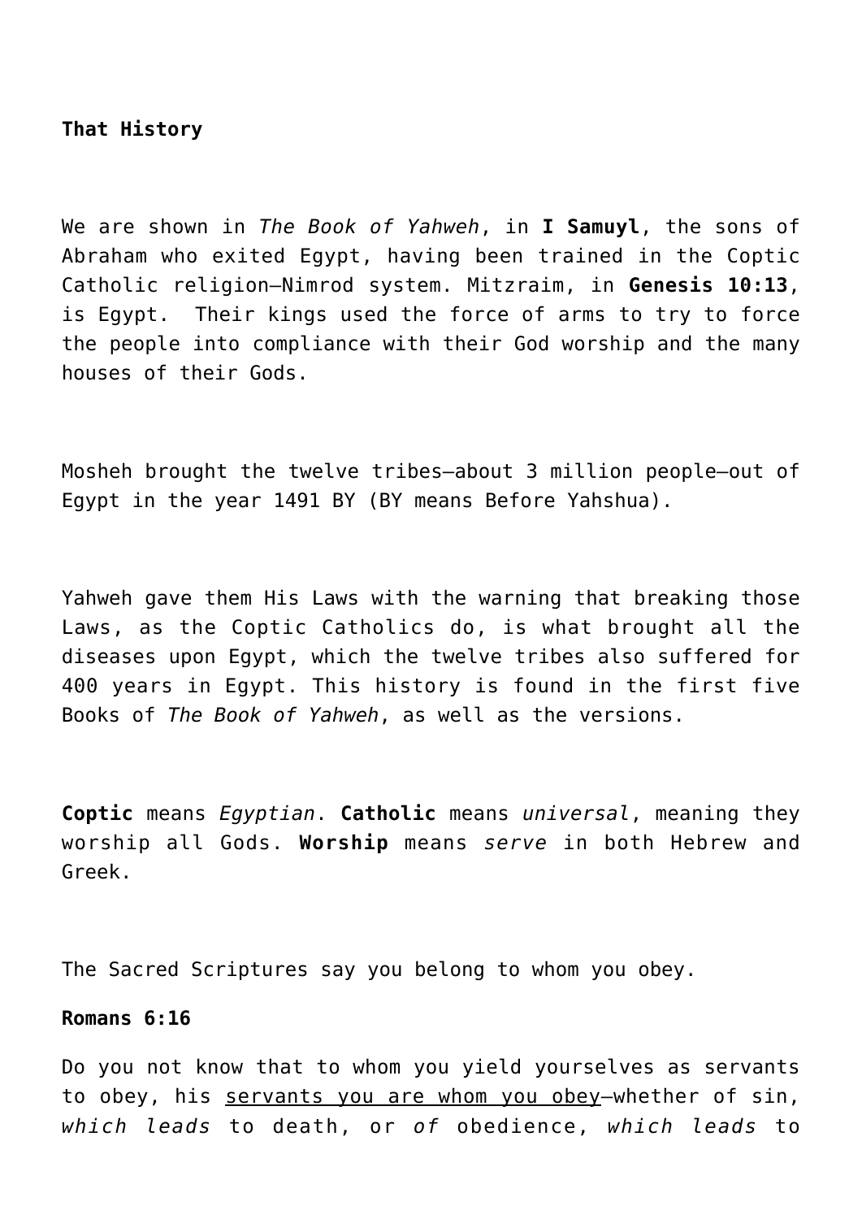**That History**

We are shown in *The Book of Yahweh*, in **I Samuyl**, the sons of Abraham who exited Egypt, having been trained in the Coptic Catholic religion—Nimrod system. Mitzraim, in **Genesis 10:13**, is Egypt. Their kings used the force of arms to try to force the people into compliance with their God worship and the many houses of their Gods.

Mosheh brought the twelve tribes—about 3 million people—out of Egypt in the year 1491 BY (BY means Before Yahshua).

Yahweh gave them His Laws with the warning that breaking those Laws, as the Coptic Catholics do, is what brought all the diseases upon Egypt, which the twelve tribes also suffered for 400 years in Egypt. This history is found in the first five Books of *The Book of Yahweh*, as well as the versions.

**Coptic** means *Egyptian*. **Catholic** means *universal*, meaning they worship all Gods. **Worship** means *serve* in both Hebrew and Greek.

The Sacred Scriptures say you belong to whom you obey.

**Romans 6:16**

Do you not know that to whom you yield yourselves as servants to obey, his <u>servants you are whom you obey</u>—whether of sin, *which leads* to death, or *of* obedience, *which leads* to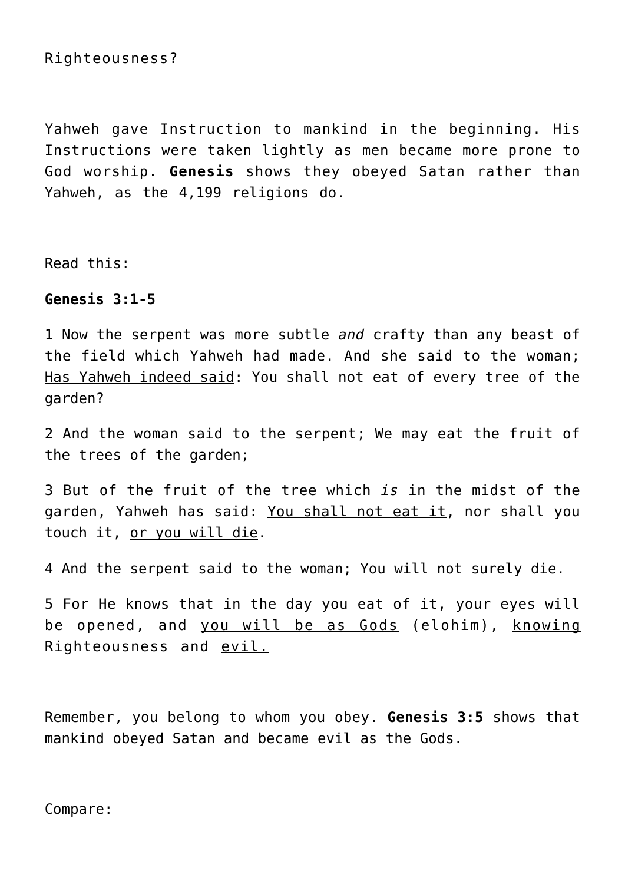Righteousness?

Yahweh gave Instruction to mankind in the beginning. His Instructions were taken lightly as men became more prone to God worship. **Genesis** shows they obeyed Satan rather than Yahweh, as the 4,199 religions do.

Read this:

**Genesis 3:1-5**

1 Now the serpent was more subtle *and* crafty than any beast of the field which Yahweh had made. And she said to the woman; <u>Has Yahweh indeed said</u>: You shall not eat of every tree of the garden?

2 And the woman said to the serpent; We may eat the fruit of the trees of the garden;

3 But of the fruit of the tree which *is* in the midst of the garden, Yahweh has said: <u>You shall not eat it</u>, nor shall you touch it, <u>or you will die</u>.

4 And the serpent said to the woman; <u>You will not surely die</u>.

5 For He knows that in the day you eat of it, your eyes will be opened, and <u>you will be as Gods</u> (elohim), <u>knowing</u> Righteousness and <u>evil.</u>

Remember, you belong to whom you obey. **Genesis 3:5** shows that mankind obeyed Satan and became evil as the Gods.

Compare: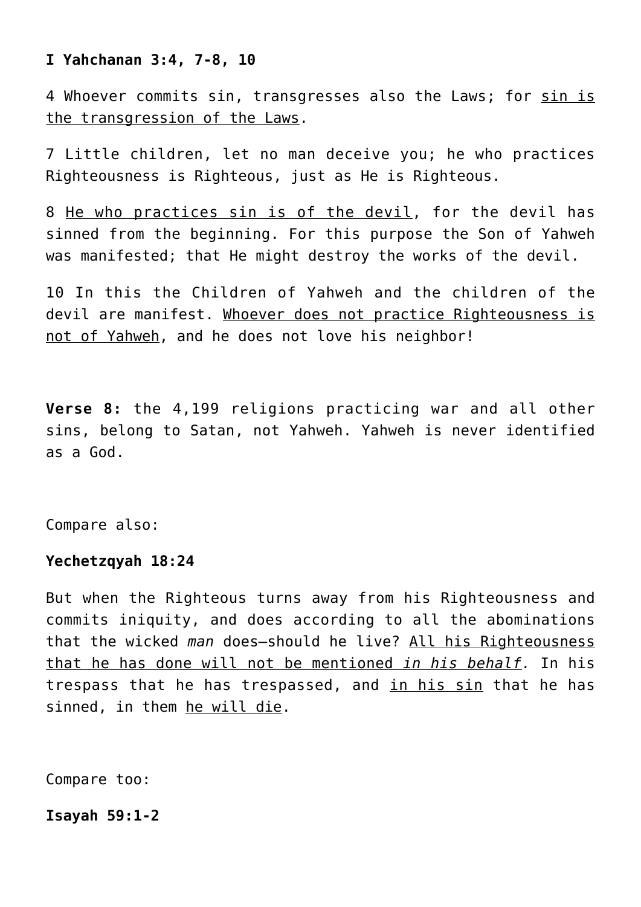**I Yahchanan 3:4, 7-8, 10**

4 Whoever commits sin, transgresses also the Laws; for <u>sin is the transgression of the Laws</u>.

7 Little children, let no man deceive you; he who practices Righteousness is Righteous, just as He is Righteous.

8 <u>He who practices sin is of the devil</u>, for the devil has sinned from the beginning. For this purpose the Son of Yahweh was manifested; that He might destroy the works of the devil.

10 In this the Children of Yahweh and the children of the devil are manifest. <u>Whoever does not practice Righteousness is not of Yahweh</u>, and he does not love his neighbor!

**Verse 8:** the 4,199 religions practicing war and all other sins, belong to Satan, not Yahweh. Yahweh is never identified as a God.

Compare also:

**Yechetzqyah 18:24**

But when the Righteous turns away from his Righteousness and commits iniquity, and does according to all the abominations that the wicked *man* does—should he live? <u>All his Righteousness that he has done will not be mentioned *in his behalf.*</u> In his trespass that he has trespassed, and <u>in his sin</u> that he has sinned, in them <u>he will die</u>.

Compare too:

**Isayah 59:1-2**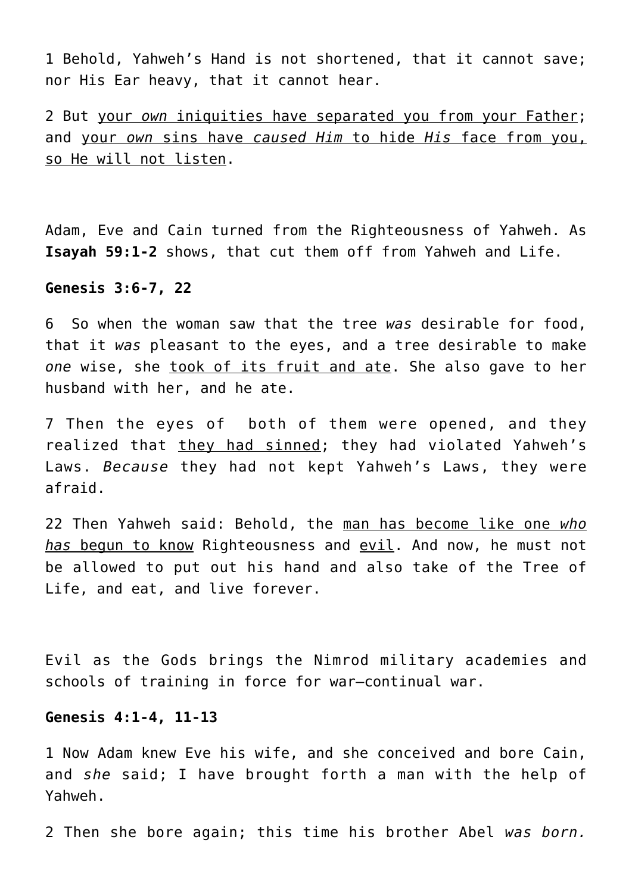1 Behold, Yahweh's Hand is not shortened, that it cannot save; nor His Ear heavy, that it cannot hear.

2 But <u>your *own* iniquities have separated you from your Father</u>; and <u>your *own* sins have *caused Him* to hide *His* face from you, so He will not listen</u>.

Adam, Eve and Cain turned from the Righteousness of Yahweh. As **Isayah 59:1-2** shows, that cut them off from Yahweh and Life.

**Genesis 3:6-7, 22**

6 So when the woman saw that the tree *was* desirable for food, that it *was* pleasant to the eyes, and a tree desirable to make *one* wise, she <u>took of its fruit and ate</u>. She also gave to her husband with her, and he ate.

7 Then the eyes of both of them were opened, and they realized that <u>they had sinned</u>; they had violated Yahweh's Laws. *Because* they had not kept Yahweh's Laws, they were afraid.

22 Then Yahweh said: Behold, the <u>man has become like one *who has* begun to know</u> Righteousness and <u>evil</u>. And now, he must not be allowed to put out his hand and also take of the Tree of Life, and eat, and live forever.

Evil as the Gods brings the Nimrod military academies and schools of training in force for war—continual war.

**Genesis 4:1-4, 11-13**

1 Now Adam knew Eve his wife, and she conceived and bore Cain, and *she* said; I have brought forth a man with the help of Yahweh.

2 Then she bore again; this time his brother Abel *was born.*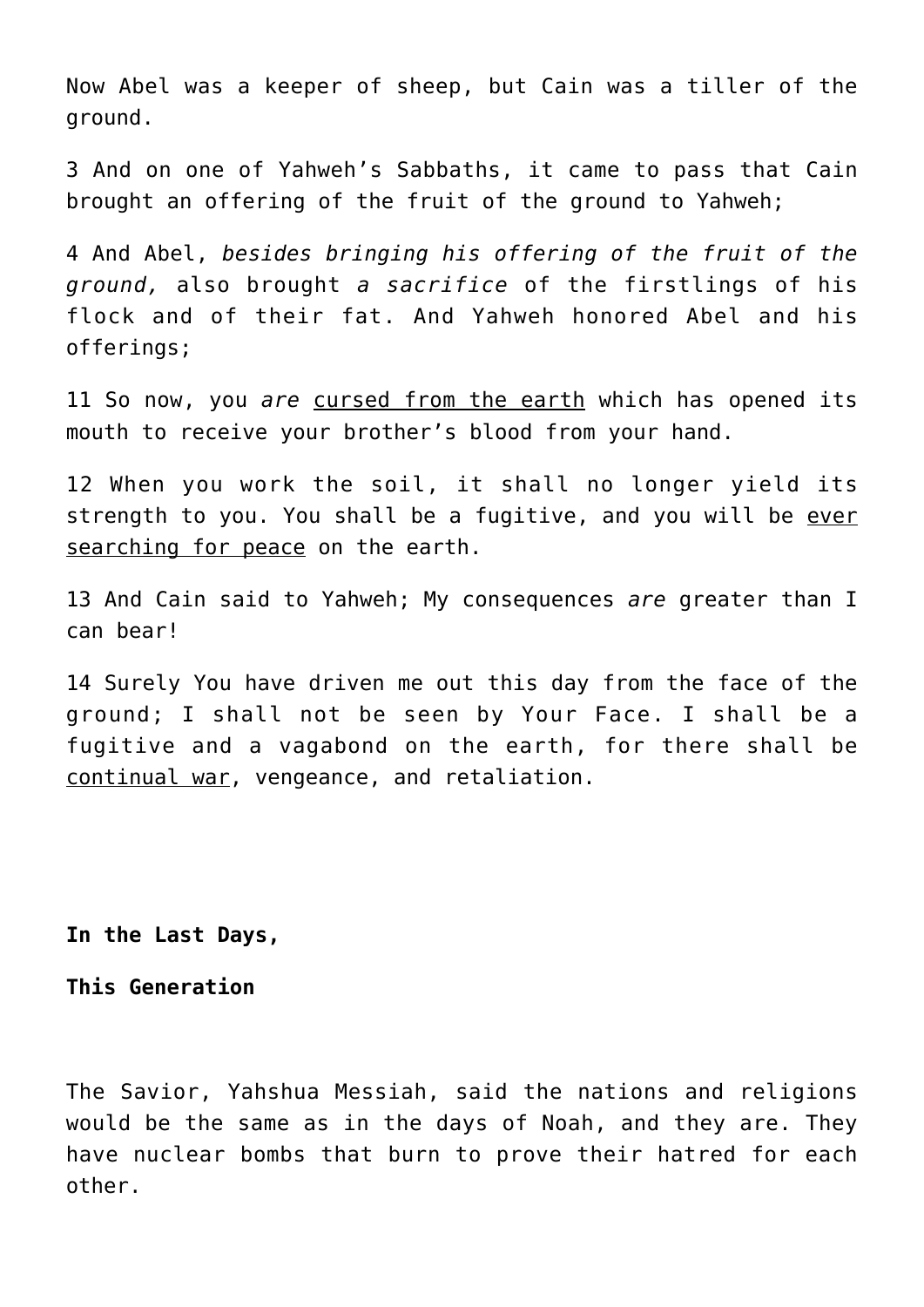Now Abel was a keeper of sheep, but Cain was a tiller of the ground.

3 And on one of Yahweh's Sabbaths, it came to pass that Cain brought an offering of the fruit of the ground to Yahweh;

4 And Abel, *besides bringing his offering of the fruit of the ground,* also brought *a sacrifice* of the firstlings of his flock and of their fat. And Yahweh honored Abel and his offerings;

11 So now, you *are* <u>cursed from the earth</u> which has opened its mouth to receive your brother's blood from your hand.

12 When you work the soil, it shall no longer yield its strength to you. You shall be a fugitive, and you will be <u>ever searching for peace</u> on the earth.

13 And Cain said to Yahweh; My consequences *are* greater than I can bear!

14 Surely You have driven me out this day from the face of the ground; I shall not be seen by Your Face. I shall be a fugitive and a vagabond on the earth, for there shall be <u>continual war</u>, vengeance, and retaliation.

**In the Last Days,**

**This Generation**

The Savior, Yahshua Messiah, said the nations and religions would be the same as in the days of Noah, and they are. They have nuclear bombs that burn to prove their hatred for each other.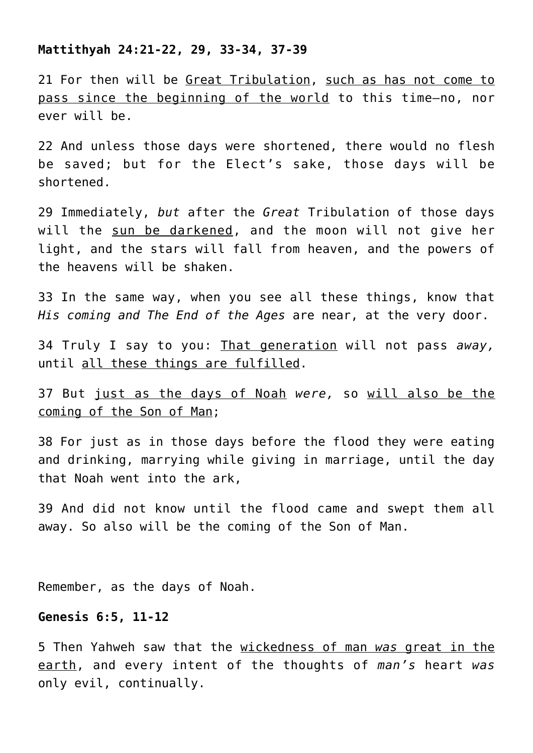**Mattithyah 24:21-22, 29, 33-34, 37-39**

21 For then will be Great Tribulation, such as has not come to pass since the beginning of the world to this time—no, nor ever will be.

22 And unless those days were shortened, there would no flesh be saved; but for the Elect's sake, those days will be shortened.

29 Immediately, *but* after the *Great* Tribulation of those days will the sun be darkened, and the moon will not give her light, and the stars will fall from heaven, and the powers of the heavens will be shaken.

33 In the same way, when you see all these things, know that *His coming and The End of the Ages* are near, at the very door.

34 Truly I say to you: That generation will not pass *away,* until all these things are fulfilled.

37 But just as the days of Noah *were,* so will also be the coming of the Son of Man;

38 For just as in those days before the flood they were eating and drinking, marrying while giving in marriage, until the day that Noah went into the ark,

39 And did not know until the flood came and swept them all away. So also will be the coming of the Son of Man.

Remember, as the days of Noah.

**Genesis 6:5, 11-12**

5 Then Yahweh saw that the wickedness of man *was* great in the earth, and every intent of the thoughts of *man's* heart *was* only evil, continually.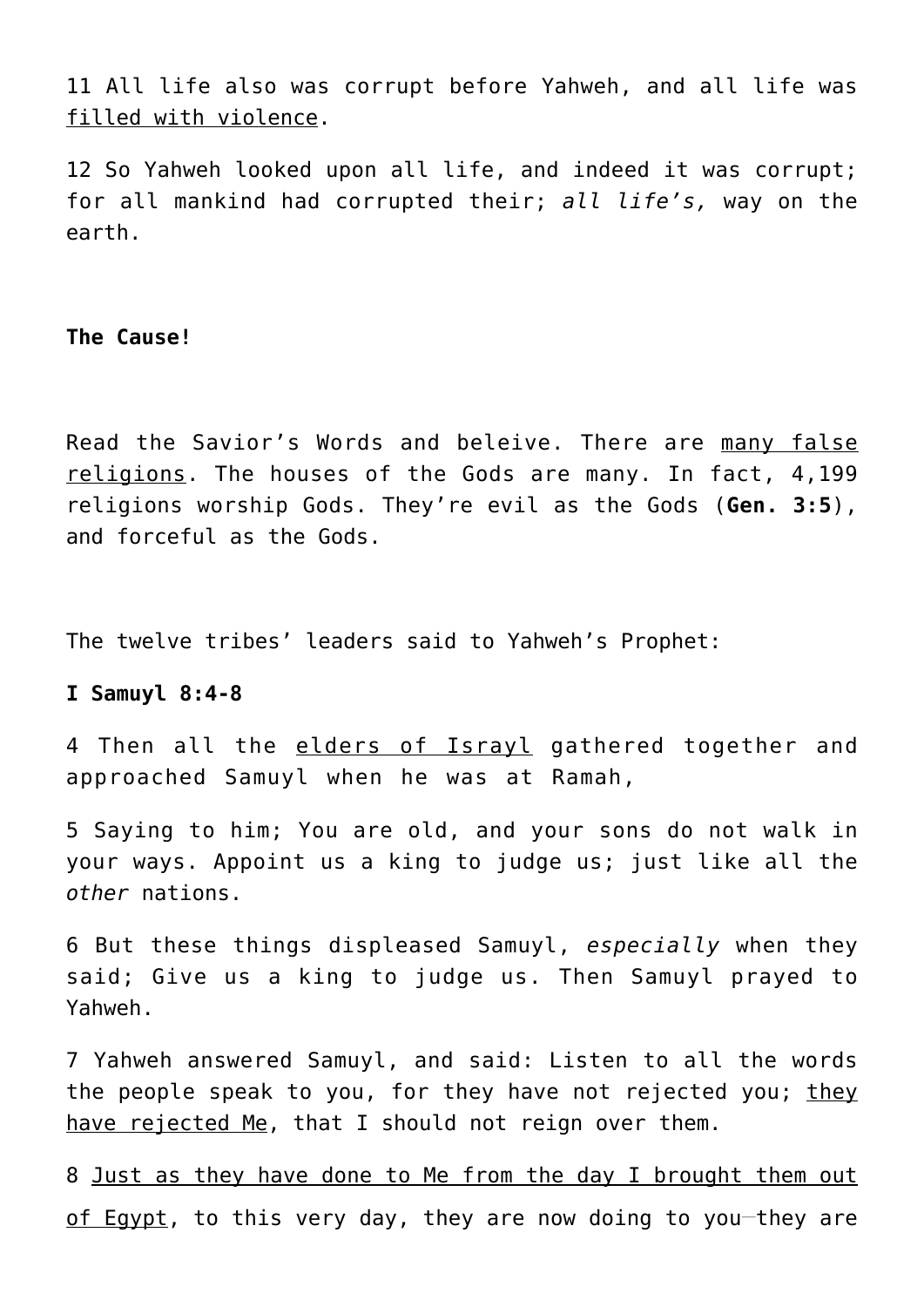11 All life also was corrupt before Yahweh, and all life was filled with violence.

12 So Yahweh looked upon all life, and indeed it was corrupt; for all mankind had corrupted their; *all life's,* way on the earth.

**The Cause!**

Read the Savior's Words and beleive. There are many false religions. The houses of the Gods are many. In fact, 4,199 religions worship Gods. They're evil as the Gods (**Gen. 3:5**), and forceful as the Gods.

The twelve tribes' leaders said to Yahweh's Prophet:

**I Samuyl 8:4-8**

4 Then all the elders of Israyl gathered together and approached Samuyl when he was at Ramah,

5 Saying to him; You are old, and your sons do not walk in your ways. Appoint us a king to judge us; just like all the *other* nations.

6 But these things displeased Samuyl, *especially* when they said; Give us a king to judge us. Then Samuyl prayed to Yahweh.

7 Yahweh answered Samuyl, and said: Listen to all the words the people speak to you, for they have not rejected you; they have rejected Me, that I should not reign over them.

8 Just as they have done to Me from the day I brought them out of Egypt, to this very day, they are now doing to you—they are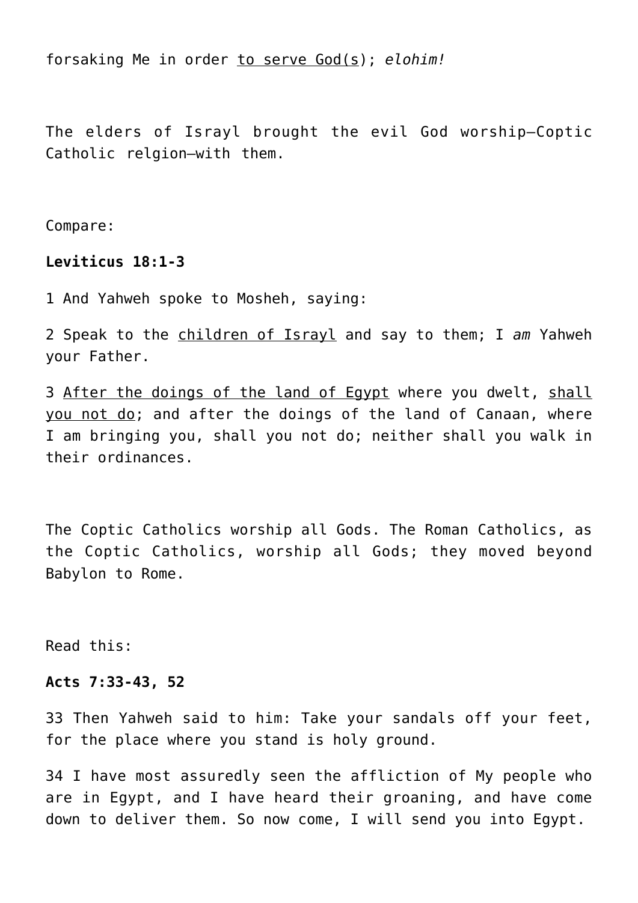forsaking Me in order <u>to serve God(s)</u>; *elohim!*

The elders of Israyl brought the evil God worship—Coptic Catholic relgion—with them.

Compare:

**Leviticus 18:1-3**

1 And Yahweh spoke to Mosheh, saying:

2 Speak to the <u>children of Israyl</u> and say to them; I *am* Yahweh your Father.

3 <u>After the doings of the land of Egypt</u> where you dwelt, <u>shall you not do</u>; and after the doings of the land of Canaan, where I am bringing you, shall you not do; neither shall you walk in their ordinances.

The Coptic Catholics worship all Gods. The Roman Catholics, as the Coptic Catholics, worship all Gods; they moved beyond Babylon to Rome.

Read this:

**Acts 7:33-43, 52**

33 Then Yahweh said to him: Take your sandals off your feet, for the place where you stand is holy ground.

34 I have most assuredly seen the affliction of My people who are in Egypt, and I have heard their groaning, and have come down to deliver them. So now come, I will send you into Egypt.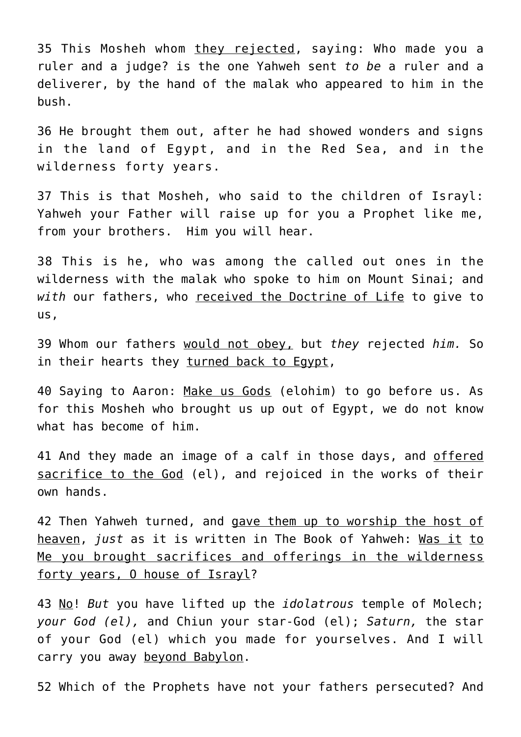35 This Mosheh whom <u>they rejected</u>, saying: Who made you a ruler and a judge? is the one Yahweh sent *to be* a ruler and a deliverer, by the hand of the malak who appeared to him in the bush.

36 He brought them out, after he had showed wonders and signs in the land of Egypt, and in the Red Sea, and in the wilderness forty years.

37 This is that Mosheh, who said to the children of Israyl: Yahweh your Father will raise up for you a Prophet like me, from your brothers. Him you will hear.

38 This is he, who was among the called out ones in the wilderness with the malak who spoke to him on Mount Sinai; and *with* our fathers, who <u>received the Doctrine of Life</u> to give to us,

39 Whom our fathers <u>would not obey,</u> but *they* rejected *him.* So in their hearts they <u>turned back to Egypt</u>,

40 Saying to Aaron: <u>Make us Gods</u> (elohim) to go before us. As for this Mosheh who brought us up out of Egypt, we do not know what has become of him.

41 And they made an image of a calf in those days, and <u>offered sacrifice to the God</u> (el), and rejoiced in the works of their own hands.

42 Then Yahweh turned, and <u>gave them up to worship the host of heaven</u>, *just* as it is written in The Book of Yahweh: <u>Was it to Me you brought sacrifices and offerings in the wilderness forty years, O house of Israyl</u>?

43 <u>No</u>! *But* you have lifted up the *idolatrous* temple of Molech; *your God (el),* and Chiun your star-God (el); *Saturn,* the star of your God (el) which you made for yourselves. And I will carry you away <u>beyond Babylon</u>.

52 Which of the Prophets have not your fathers persecuted? And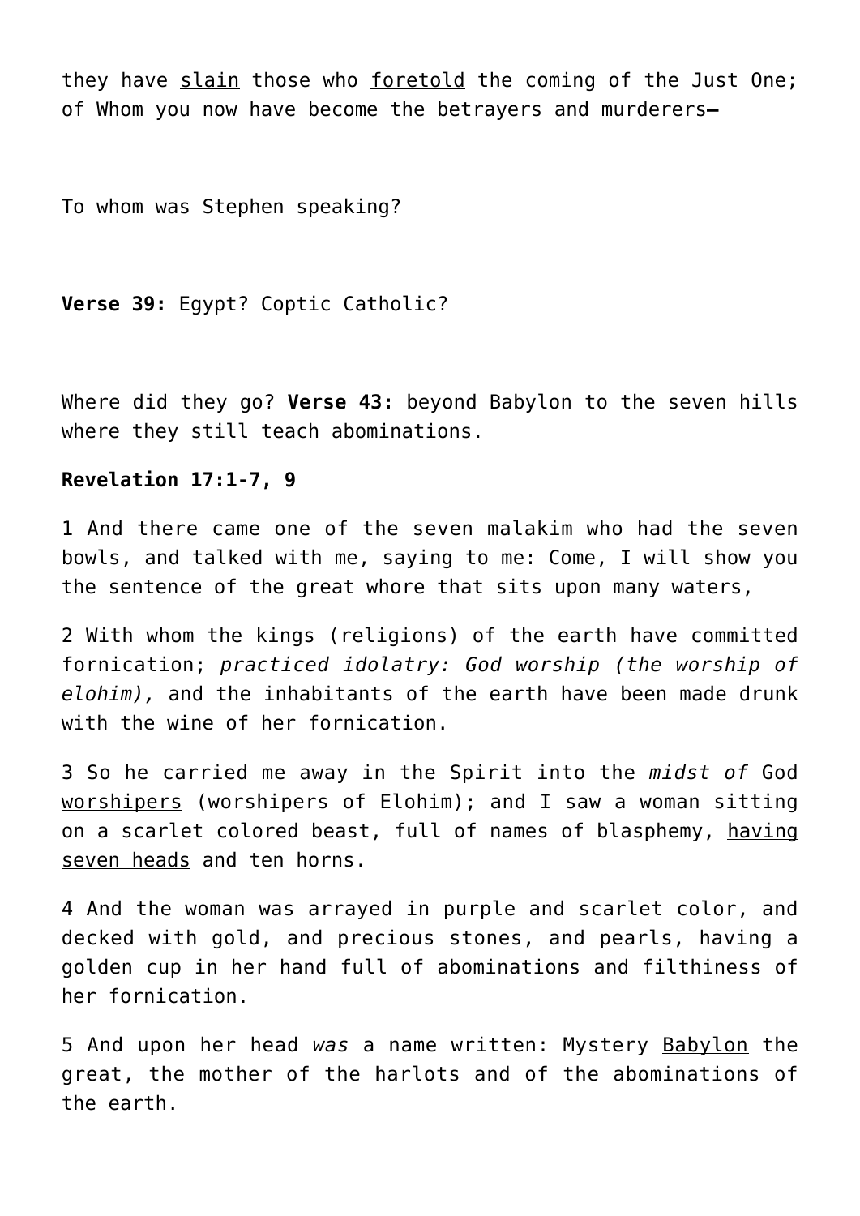they have <u>slain</u> those who <u>foretold</u> the coming of the Just One; of Whom you now have become the betrayers and murderers—

To whom was Stephen speaking?

**Verse 39:** Egypt? Coptic Catholic?

Where did they go? **Verse 43:** beyond Babylon to the seven hills where they still teach abominations.

**Revelation 17:1-7, 9**

1 And there came one of the seven malakim who had the seven bowls, and talked with me, saying to me: Come, I will show you the sentence of the great whore that sits upon many waters,

2 With whom the kings (religions) of the earth have committed fornication; *practiced idolatry: God worship (the worship of elohim),* and the inhabitants of the earth have been made drunk with the wine of her fornication.

3 So he carried me away in the Spirit into the *midst of* <u>God worshipers</u> (worshipers of Elohim); and I saw a woman sitting on a scarlet colored beast, full of names of blasphemy, <u>having seven heads</u> and ten horns.

4 And the woman was arrayed in purple and scarlet color, and decked with gold, and precious stones, and pearls, having a golden cup in her hand full of abominations and filthiness of her fornication.

5 And upon her head *was* a name written: Mystery <u>Babylon</u> the great, the mother of the harlots and of the abominations of the earth.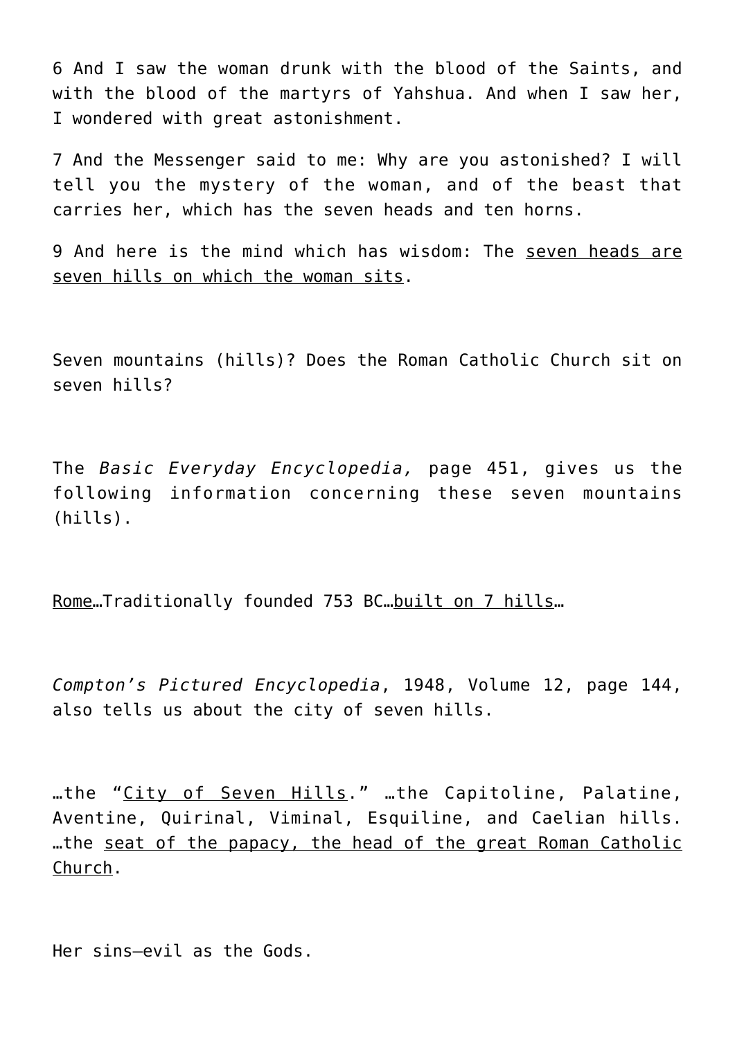6 And I saw the woman drunk with the blood of the Saints, and with the blood of the martyrs of Yahshua. And when I saw her, I wondered with great astonishment.

7 And the Messenger said to me: Why are you astonished? I will tell you the mystery of the woman, and of the beast that carries her, which has the seven heads and ten horns.

9 And here is the mind which has wisdom: The <u>seven heads are seven hills on which the woman sits</u>.

Seven mountains (hills)? Does the Roman Catholic Church sit on seven hills?

The *Basic Everyday Encyclopedia,* page 451, gives us the following information concerning these seven mountains (hills).

<u>Rome</u>…Traditionally founded 753 BC…<u>built on 7 hills</u>…

*Compton's Pictured Encyclopedia*, 1948, Volume 12, page 144, also tells us about the city of seven hills.

…the "<u>City of Seven Hills</u>." …the Capitoline, Palatine, Aventine, Quirinal, Viminal, Esquiline, and Caelian hills. …the <u>seat of the papacy, the head of the great Roman Catholic Church</u>.

Her sins—evil as the Gods.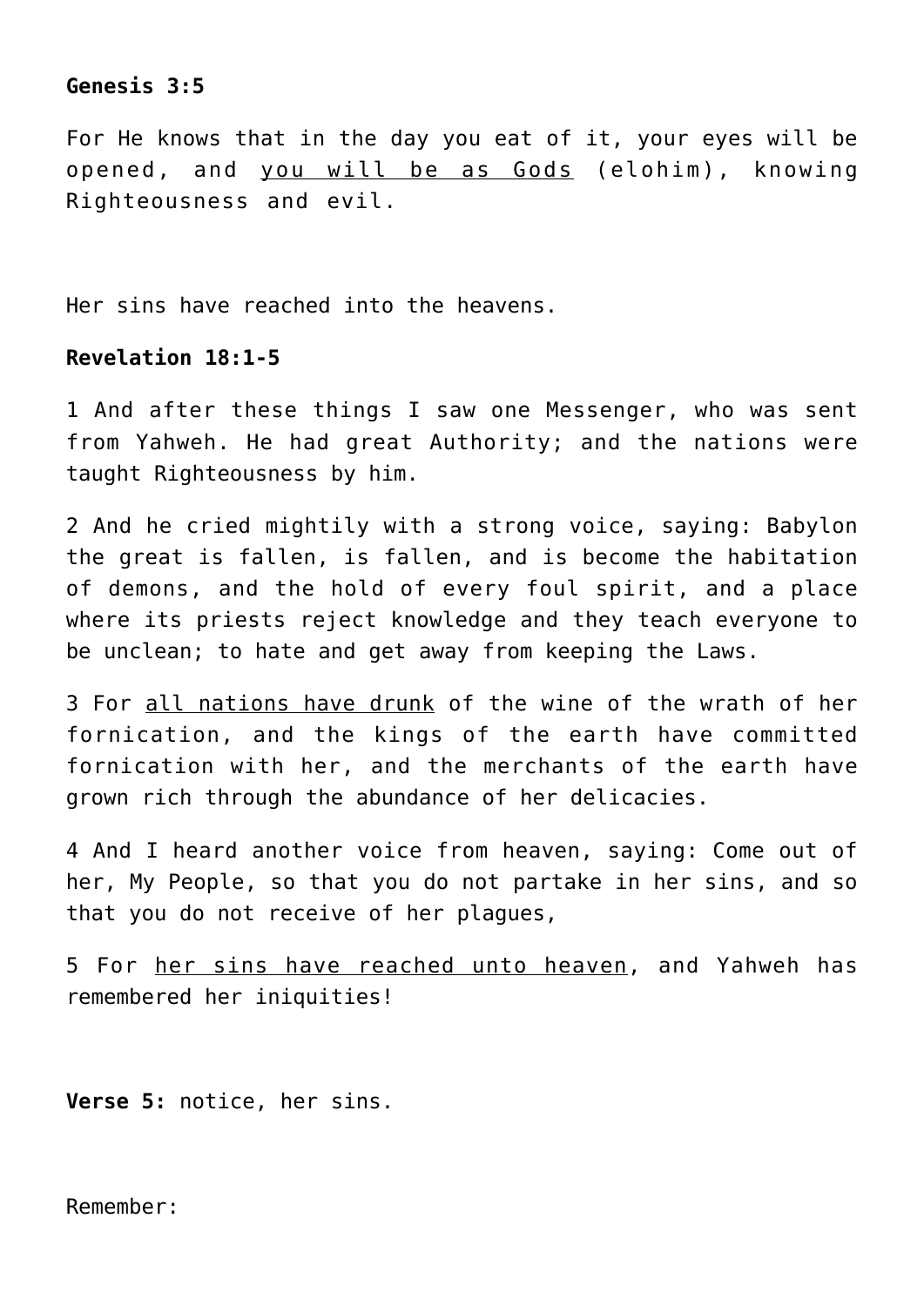**Genesis 3:5**

For He knows that in the day you eat of it, your eyes will be opened, and <u>you will be as Gods</u> (elohim), knowing Righteousness and evil.

Her sins have reached into the heavens.

**Revelation 18:1-5**

1 And after these things I saw one Messenger, who was sent from Yahweh. He had great Authority; and the nations were taught Righteousness by him.

2 And he cried mightily with a strong voice, saying: Babylon the great is fallen, is fallen, and is become the habitation of demons, and the hold of every foul spirit, and a place where its priests reject knowledge and they teach everyone to be unclean; to hate and get away from keeping the Laws.

3 For <u>all nations have drunk</u> of the wine of the wrath of her fornication, and the kings of the earth have committed fornication with her, and the merchants of the earth have grown rich through the abundance of her delicacies.

4 And I heard another voice from heaven, saying: Come out of her, My People, so that you do not partake in her sins, and so that you do not receive of her plagues,

5 For <u>her sins have reached unto heaven</u>, and Yahweh has remembered her iniquities!

**Verse 5:** notice, her sins.

Remember: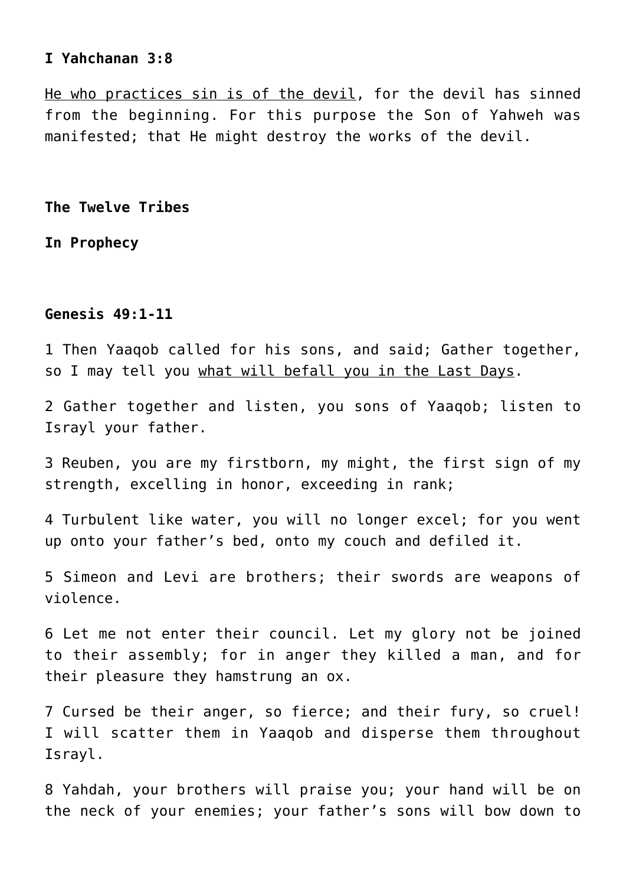**I Yahchanan 3:8**

<u>He who practices sin is of the devil</u>, for the devil has sinned from the beginning. For this purpose the Son of Yahweh was manifested; that He might destroy the works of the devil.

**The Twelve Tribes**

**In Prophecy**

**Genesis 49:1-11**

1 Then Yaaqob called for his sons, and said; Gather together, so I may tell you <u>what will befall you in the Last Days</u>.

2 Gather together and listen, you sons of Yaaqob; listen to Israyl your father.

3 Reuben, you are my firstborn, my might, the first sign of my strength, excelling in honor, exceeding in rank;

4 Turbulent like water, you will no longer excel; for you went up onto your father's bed, onto my couch and defiled it.

5 Simeon and Levi are brothers; their swords are weapons of violence.

6 Let me not enter their council. Let my glory not be joined to their assembly; for in anger they killed a man, and for their pleasure they hamstrung an ox.

7 Cursed be their anger, so fierce; and their fury, so cruel! I will scatter them in Yaaqob and disperse them throughout Israyl.

8 Yahdah, your brothers will praise you; your hand will be on the neck of your enemies; your father's sons will bow down to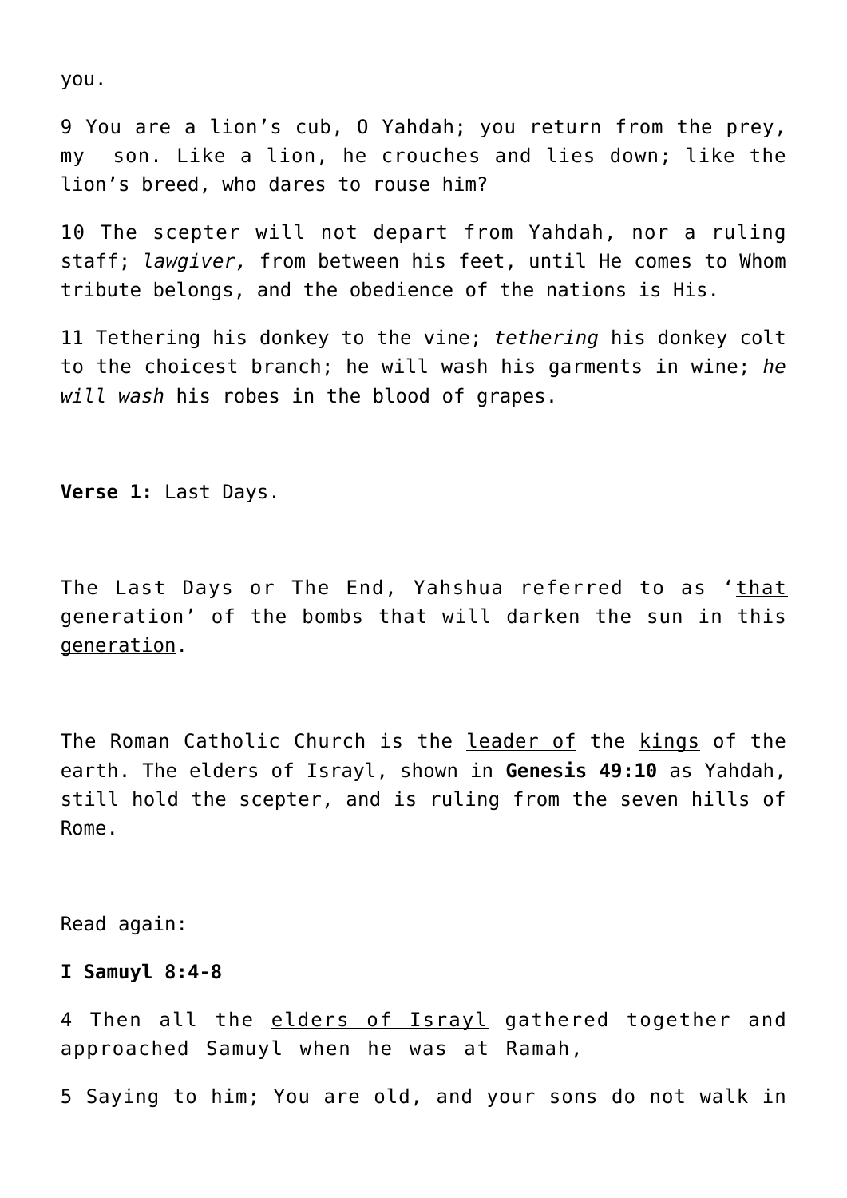you.

9 You are a lion's cub, O Yahdah; you return from the prey, my son. Like a lion, he crouches and lies down; like the lion's breed, who dares to rouse him?

10 The scepter will not depart from Yahdah, nor a ruling staff; *lawgiver,* from between his feet, until He comes to Whom tribute belongs, and the obedience of the nations is His.

11 Tethering his donkey to the vine; *tethering* his donkey colt to the choicest branch; he will wash his garments in wine; *he will wash* his robes in the blood of grapes.

**Verse 1:** Last Days.

The Last Days or The End, Yahshua referred to as 'that generation' of the bombs that will darken the sun in this generation.

The Roman Catholic Church is the leader of the kings of the earth. The elders of Israyl, shown in **Genesis 49:10** as Yahdah, still hold the scepter, and is ruling from the seven hills of Rome.

Read again:

**I Samuyl 8:4-8**

4 Then all the elders of Israyl gathered together and approached Samuyl when he was at Ramah,

5 Saying to him; You are old, and your sons do not walk in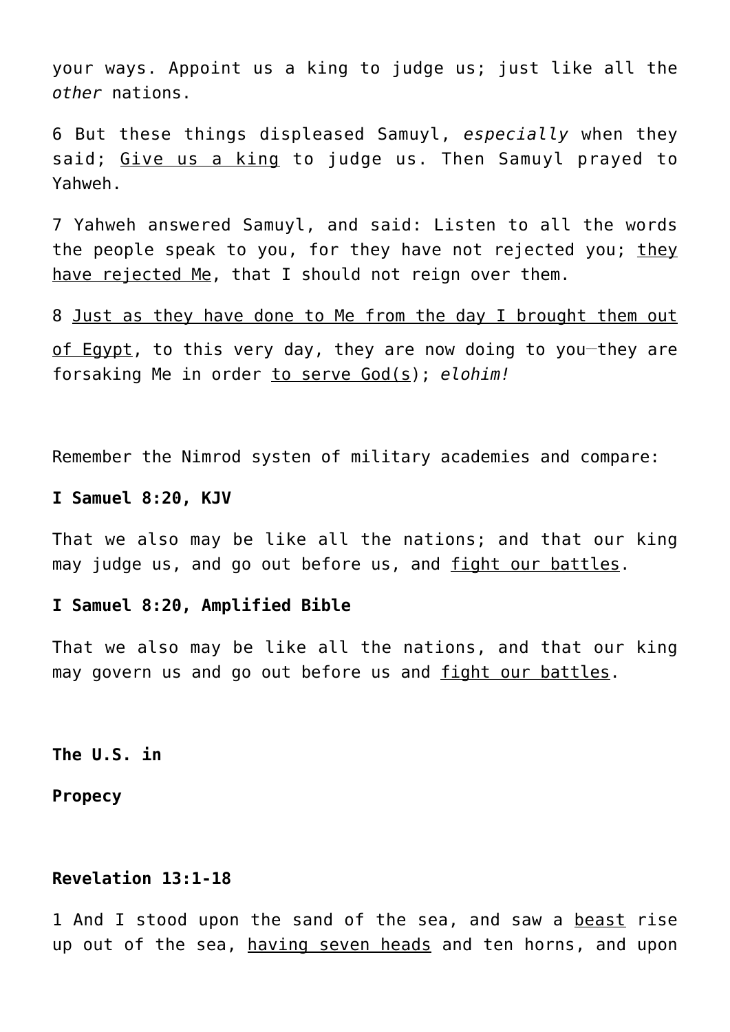your ways. Appoint us a king to judge us; just like all the *other* nations.

6 But these things displeased Samuyl, *especially* when they said; <u>Give us a king</u> to judge us. Then Samuyl prayed to Yahweh.

7 Yahweh answered Samuyl, and said: Listen to all the words the people speak to you, for they have not rejected you; <u>they have rejected Me</u>, that I should not reign over them.

8 <u>Just as they have done to Me from the day I brought them out of Egypt</u>, to this very day, they are now doing to you—they are forsaking Me in order <u>to serve God(s)</u>; *elohim!*

Remember the Nimrod systen of military academies and compare:

**I Samuel 8:20, KJV**

That we also may be like all the nations; and that our king may judge us, and go out before us, and <u>fight our battles</u>.

**I Samuel 8:20, Amplified Bible**

That we also may be like all the nations, and that our king may govern us and go out before us and <u>fight our battles</u>.

**The U.S. in**

**Propecy**

**Revelation 13:1-18**

1 And I stood upon the sand of the sea, and saw a <u>beast</u> rise up out of the sea, <u>having seven heads</u> and ten horns, and upon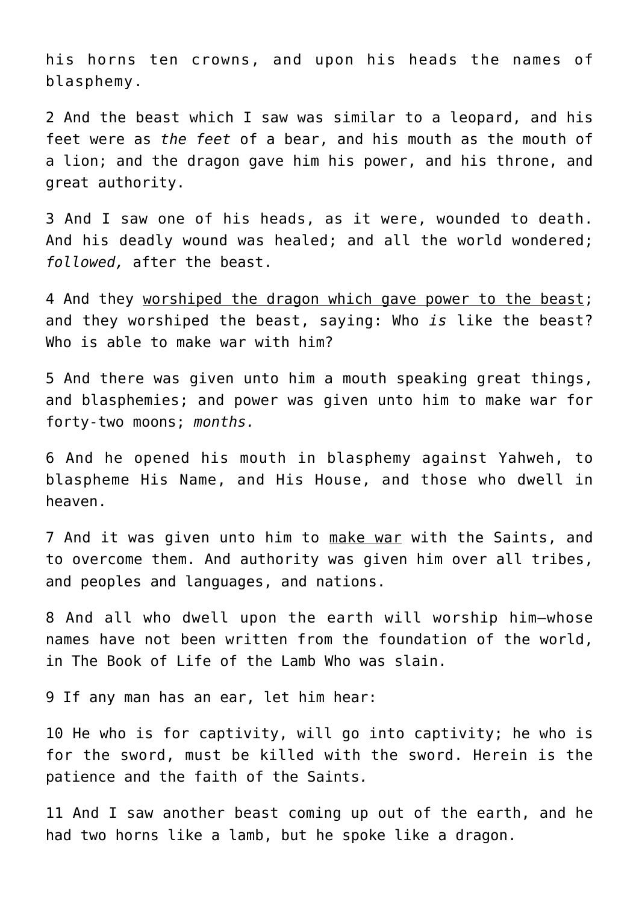his horns ten crowns, and upon his heads the names of blasphemy.

2 And the beast which I saw was similar to a leopard, and his feet were as *the feet* of a bear, and his mouth as the mouth of a lion; and the dragon gave him his power, and his throne, and great authority.

3 And I saw one of his heads, as it were, wounded to death. And his deadly wound was healed; and all the world wondered; *followed,* after the beast.

4 And they <u>worshiped the dragon which gave power to the beast</u>; and they worshiped the beast, saying: Who *is* like the beast? Who is able to make war with him?

5 And there was given unto him a mouth speaking great things, and blasphemies; and power was given unto him to make war for forty-two moons; *months.*

6 And he opened his mouth in blasphemy against Yahweh, to blaspheme His Name, and His House, and those who dwell in heaven.

7 And it was given unto him to <u>make war</u> with the Saints, and to overcome them. And authority was given him over all tribes, and peoples and languages, and nations.

8 And all who dwell upon the earth will worship him—whose names have not been written from the foundation of the world, in The Book of Life of the Lamb Who was slain.

9 If any man has an ear, let him hear:

10 He who is for captivity, will go into captivity; he who is for the sword, must be killed with the sword. Herein is the patience and the faith of the Saints.

11 And I saw another beast coming up out of the earth, and he had two horns like a lamb, but he spoke like a dragon.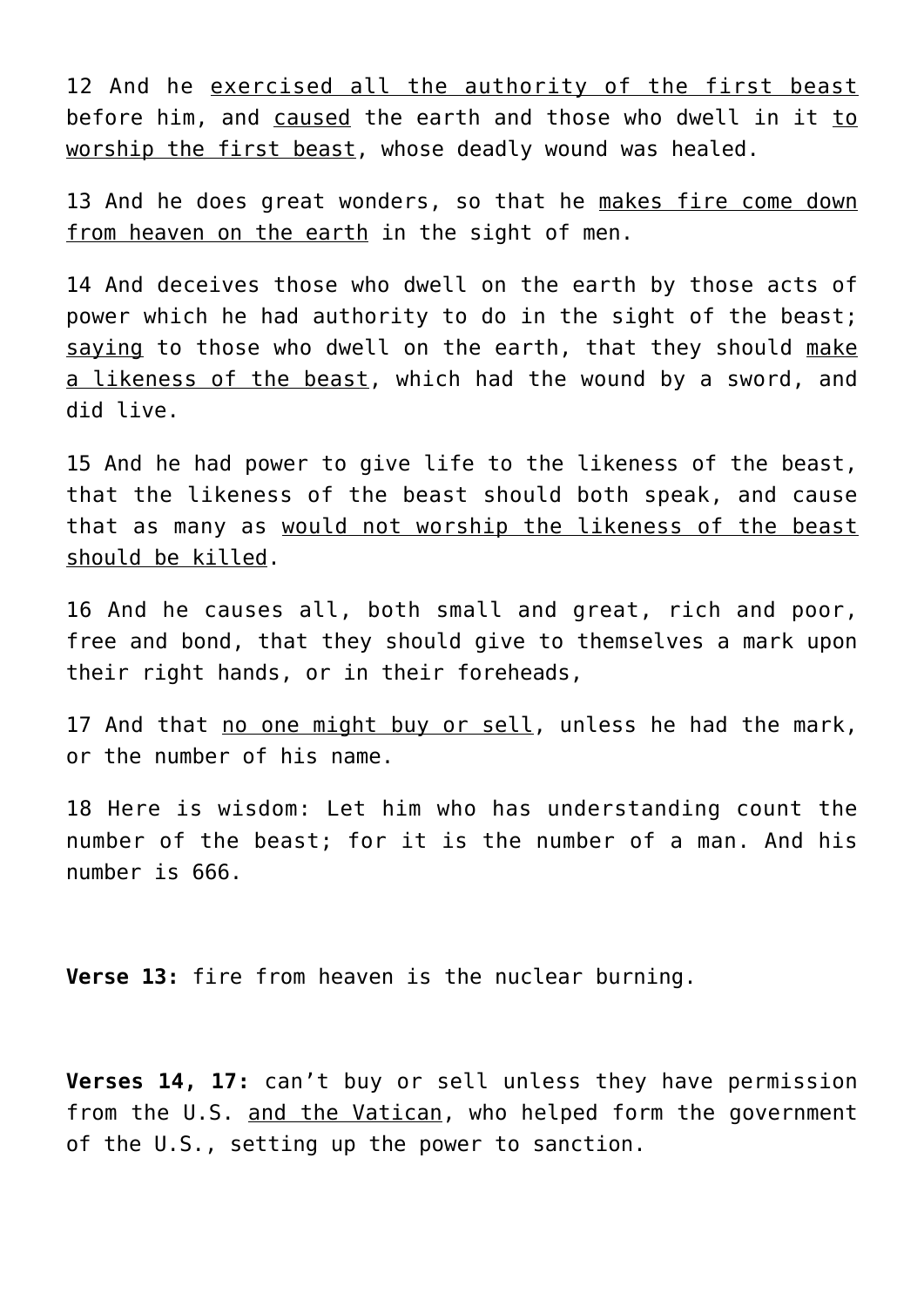12 And he <u>exercised all the authority of the first beast</u> before him, and <u>caused</u> the earth and those who dwell in it <u>to worship the first beast</u>, whose deadly wound was healed.

13 And he does great wonders, so that he <u>makes fire come down from heaven on the earth</u> in the sight of men.

14 And deceives those who dwell on the earth by those acts of power which he had authority to do in the sight of the beast; <u>saying</u> to those who dwell on the earth, that they should <u>make a likeness of the beast</u>, which had the wound by a sword, and did live.

15 And he had power to give life to the likeness of the beast, that the likeness of the beast should both speak, and cause that as many as <u>would not worship the likeness of the beast should be killed</u>.

16 And he causes all, both small and great, rich and poor, free and bond, that they should give to themselves a mark upon their right hands, or in their foreheads,

17 And that <u>no one might buy or sell</u>, unless he had the mark, or the number of his name.

18 Here is wisdom: Let him who has understanding count the number of the beast; for it is the number of a man. And his number is 666.

**Verse 13:** fire from heaven is the nuclear burning.

**Verses 14, 17:** can't buy or sell unless they have permission from the U.S. <u>and the Vatican</u>, who helped form the government of the U.S., setting up the power to sanction.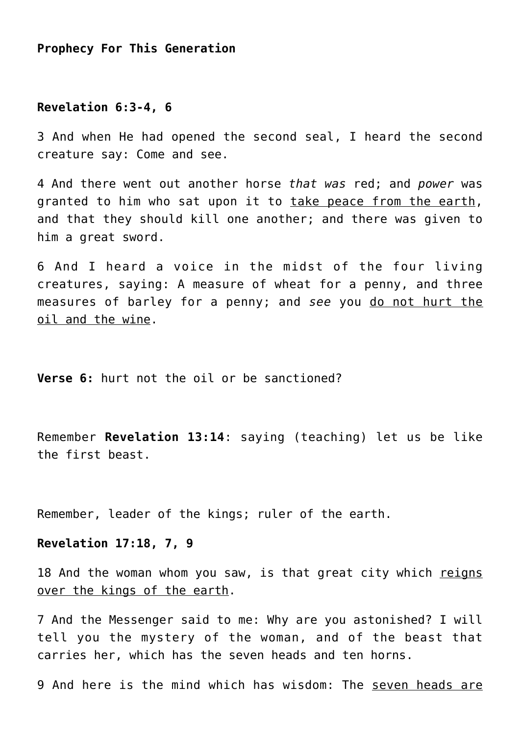**Prophecy For This Generation**

**Revelation 6:3-4, 6**

3 And when He had opened the second seal, I heard the second creature say: Come and see.

4 And there went out another horse *that was* red; and *power* was granted to him who sat upon it to <u>take peace from the earth</u>, and that they should kill one another; and there was given to him a great sword.

6 And I heard a voice in the midst of the four living creatures, saying: A measure of wheat for a penny, and three measures of barley for a penny; and *see* you <u>do not hurt the oil and the wine</u>.

**Verse 6:** hurt not the oil or be sanctioned?

Remember **Revelation 13:14**: saying (teaching) let us be like the first beast.

Remember, leader of the kings; ruler of the earth.

**Revelation 17:18, 7, 9**

18 And the woman whom you saw, is that great city which <u>reigns over the kings of the earth</u>.

7 And the Messenger said to me: Why are you astonished? I will tell you the mystery of the woman, and of the beast that carries her, which has the seven heads and ten horns.

9 And here is the mind which has wisdom: The <u>seven heads are</u>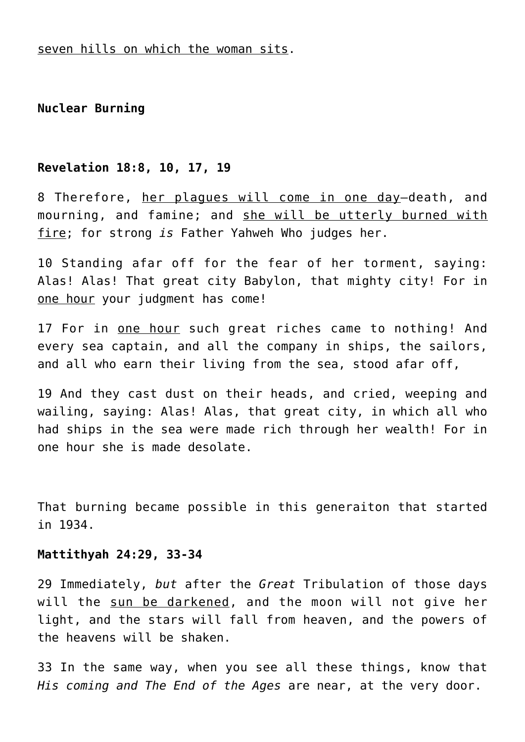seven hills on which the woman sits.

**Nuclear Burning**

**Revelation 18:8, 10, 17, 19**

8 Therefore, her plagues will come in one day—death, and mourning, and famine; and she will be utterly burned with fire; for strong *is* Father Yahweh Who judges her.

10 Standing afar off for the fear of her torment, saying: Alas! Alas! That great city Babylon, that mighty city! For in one hour your judgment has come!

17 For in one hour such great riches came to nothing! And every sea captain, and all the company in ships, the sailors, and all who earn their living from the sea, stood afar off,

19 And they cast dust on their heads, and cried, weeping and wailing, saying: Alas! Alas, that great city, in which all who had ships in the sea were made rich through her wealth! For in one hour she is made desolate.

That burning became possible in this generaiton that started in 1934.

**Mattithyah 24:29, 33-34**

29 Immediately, *but* after the *Great* Tribulation of those days will the sun be darkened, and the moon will not give her light, and the stars will fall from heaven, and the powers of the heavens will be shaken.

33 In the same way, when you see all these things, know that *His coming and The End of the Ages* are near, at the very door.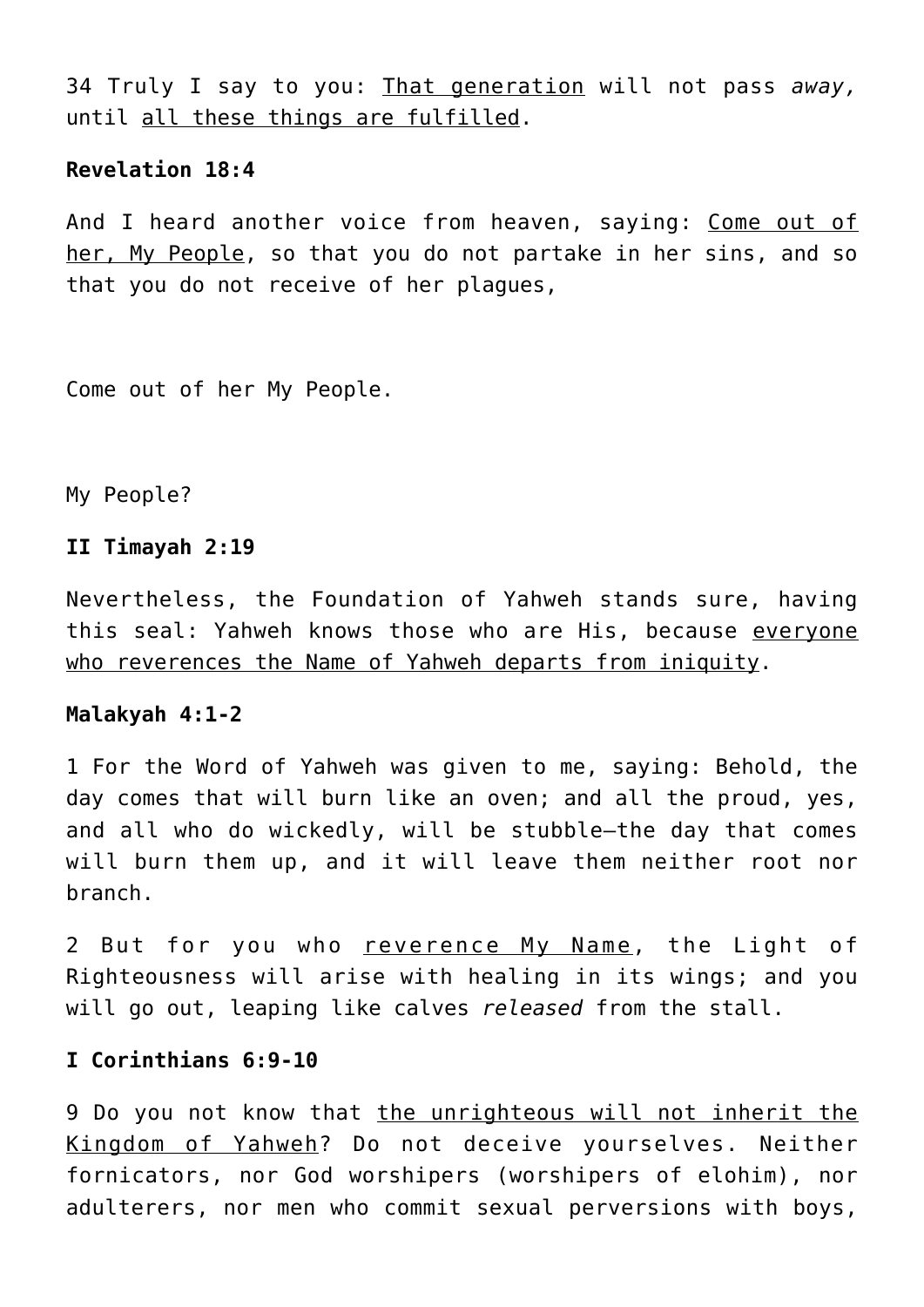34 Truly I say to you: <u>That generation</u> will not pass *away,* until <u>all these things are fulfilled</u>.

**Revelation 18:4**

And I heard another voice from heaven, saying: <u>Come out of her, My People</u>, so that you do not partake in her sins, and so that you do not receive of her plagues,

Come out of her My People.

My People?

**II Timayah 2:19**

Nevertheless, the Foundation of Yahweh stands sure, having this seal: Yahweh knows those who are His, because <u>everyone who reverences the Name of Yahweh departs from iniquity</u>.

**Malakyah 4:1-2**

1 For the Word of Yahweh was given to me, saying: Behold, the day comes that will burn like an oven; and all the proud, yes, and all who do wickedly, will be stubble—the day that comes will burn them up, and it will leave them neither root nor branch.

2 But for you who <u>reverence My Name</u>, the Light of Righteousness will arise with healing in its wings; and you will go out, leaping like calves *released* from the stall.

**I Corinthians 6:9-10**

9 Do you not know that <u>the unrighteous will not inherit the Kingdom of Yahweh</u>? Do not deceive yourselves. Neither fornicators, nor God worshipers (worshipers of elohim), nor adulterers, nor men who commit sexual perversions with boys,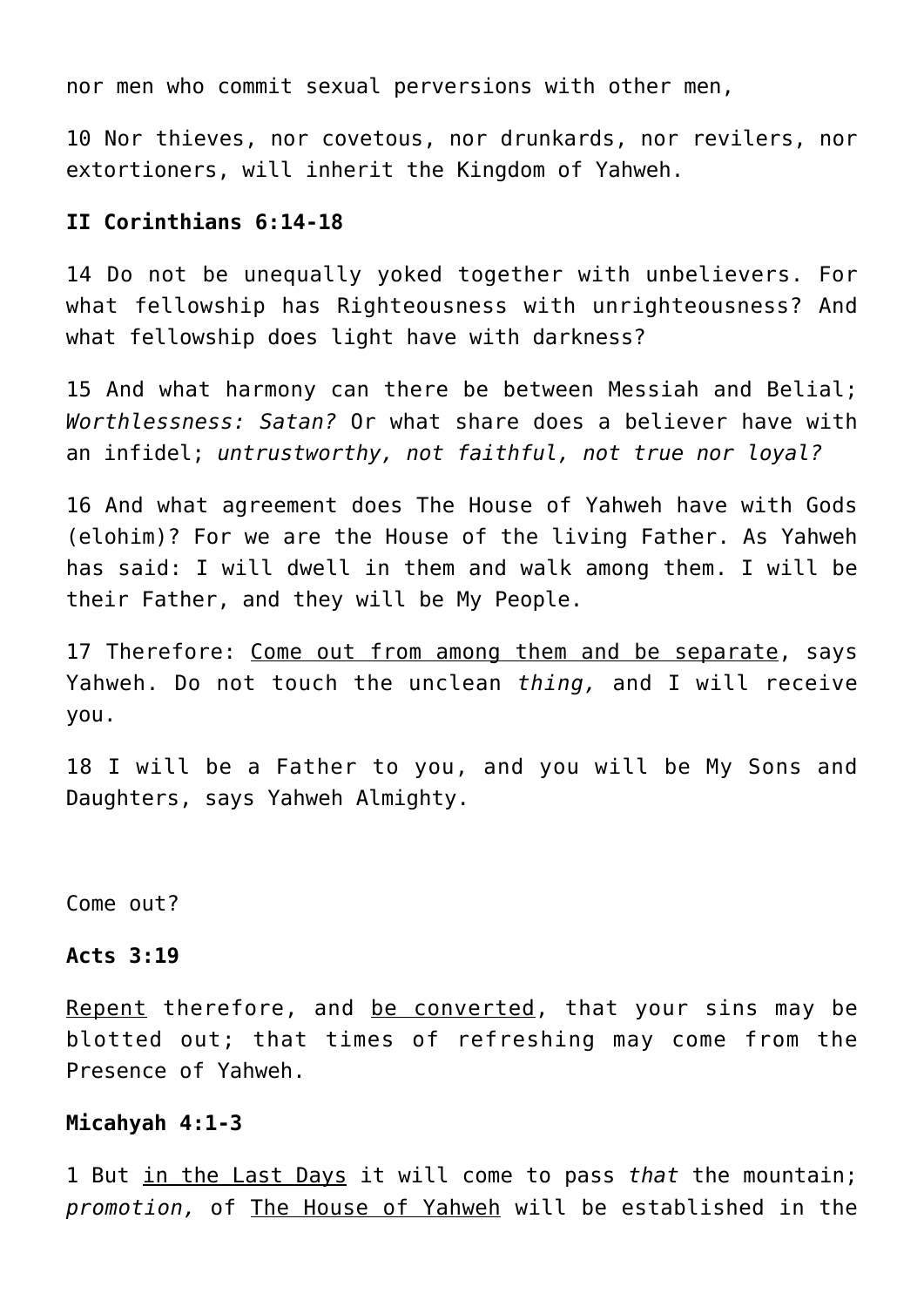nor men who commit sexual perversions with other men,

10 Nor thieves, nor covetous, nor drunkards, nor revilers, nor extortioners, will inherit the Kingdom of Yahweh.

**II Corinthians 6:14-18**

14 Do not be unequally yoked together with unbelievers. For what fellowship has Righteousness with unrighteousness? And what fellowship does light have with darkness?

15 And what harmony can there be between Messiah and Belial; *Worthlessness: Satan?* Or what share does a believer have with an infidel; *untrustworthy, not faithful, not true nor loyal?*

16 And what agreement does The House of Yahweh have with Gods (elohim)? For we are the House of the living Father. As Yahweh has said: I will dwell in them and walk among them. I will be their Father, and they will be My People.

17 Therefore: <u>Come out from among them and be separate</u>, says Yahweh. Do not touch the unclean *thing,* and I will receive you.

18 I will be a Father to you, and you will be My Sons and Daughters, says Yahweh Almighty.

Come out?

**Acts 3:19**

<u>Repent</u> therefore, and <u>be converted</u>, that your sins may be blotted out; that times of refreshing may come from the Presence of Yahweh.

**Micahyah 4:1-3**

1 But <u>in the Last Days</u> it will come to pass *that* the mountain; *promotion,* of <u>The House of Yahweh</u> will be established in the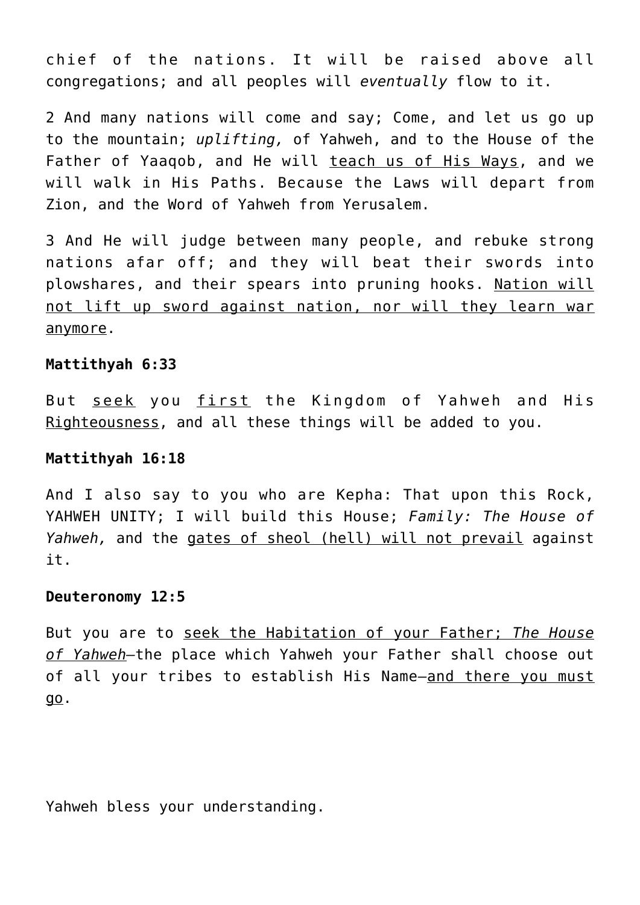chief of the nations. It will be raised above all congregations; and all peoples will *eventually* flow to it.

2 And many nations will come and say; Come, and let us go up to the mountain; *uplifting,* of Yahweh, and to the House of the Father of Yaaqob, and He will <u>teach us of His Ways</u>, and we will walk in His Paths. Because the Laws will depart from Zion, and the Word of Yahweh from Yerusalem.

3 And He will judge between many people, and rebuke strong nations afar off; and they will beat their swords into plowshares, and their spears into pruning hooks. <u>Nation will not lift up sword against nation, nor will they learn war anymore</u>.

**Mattithyah 6:33**

But <u>seek</u> you <u>first</u> the Kingdom of Yahweh and His <u>Righteousness</u>, and all these things will be added to you.

**Mattithyah 16:18**

And I also say to you who are Kepha: That upon this Rock, YAHWEH UNITY; I will build this House; *Family: The House of Yahweh,* and the <u>gates of sheol (hell) will not prevail</u> against it.

**Deuteronomy 12:5**

But you are to <u>seek the Habitation of your Father; *The House of Yahweh*</u>—the place which Yahweh your Father shall choose out of all your tribes to establish His Name—<u>and there you must go</u>.

Yahweh bless your understanding.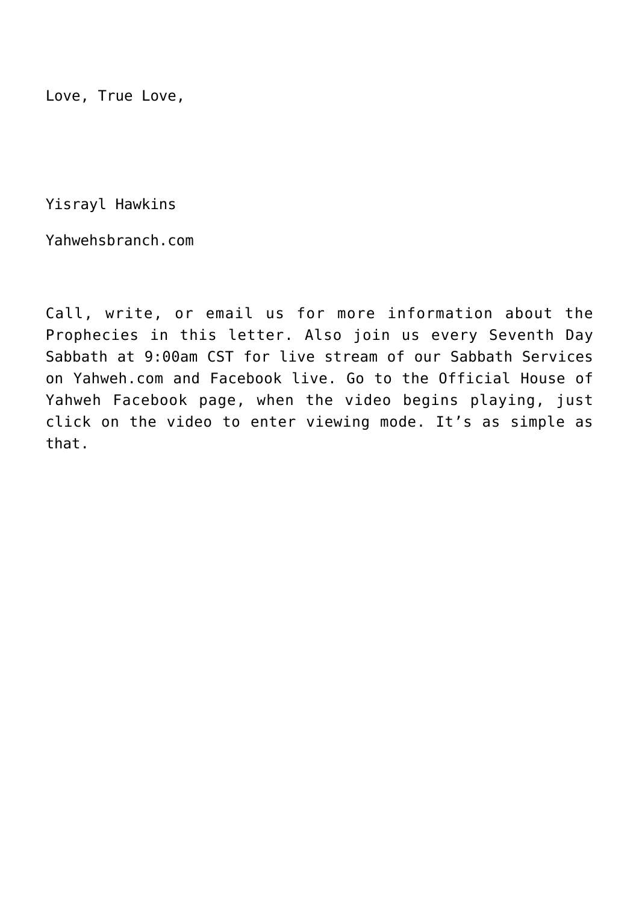Love, True Love,

Yisrayl Hawkins

Yahwehsbranch.com

Call, write, or email us for more information about the Prophecies in this letter. Also join us every Seventh Day Sabbath at 9:00am CST for live stream of our Sabbath Services on Yahweh.com and Facebook live. Go to the Official House of Yahweh Facebook page, when the video begins playing, just click on the video to enter viewing mode. It’s as simple as that.